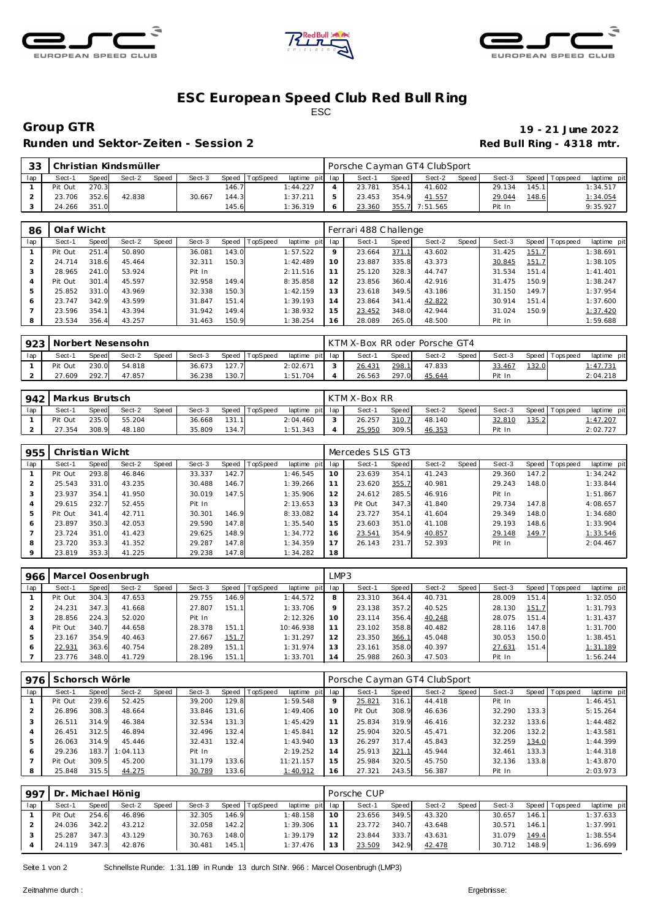# ESC European Speed Club Red Bull Ring

ESC

**Group GTR** — **19 - 21 June 2022**

**Runden und Sektor-Zeiten - Session 2** — **Red Bull Ring - 4318 mtr.**

| 33 | Christian Kindsmüller | | | | | | | | Porsche Cayman GT4 ClubSport | | | | | | | | |
|---|---|---|---|---|---|---|---|---|---|---|---|---|---|---|---|---|---|
| lap | Sect-1 | Speed | Sect-2 | Speed | Sect-3 | Speed | TopSpeed | laptime pit | lap | Sect-1 | Speed | Sect-2 | Speed | Sect-3 | Speed | Topspeed | laptime pit |
| 1 | Pit Out | 270.3 | | | | 146.7 | | 1:44.227 | 4 | 23.781 | 354.1 | 41.602 | | 29.134 | 145.1 | | 1:34.517 |
| 2 | 23.706 | 352.6 | 42.838 | | 30.667 | 144.3 | | 1:37.211 | 5 | 23.453 | 354.9 | 41.557 | | 29.044 | 148.6 | | 1:34.054 |
| 3 | 24.266 | 351.0 | | | | 145.6 | | 1:36.319 | 6 | 23.360 | 355.7 | 7:51.565 | | Pit In | | | 9:35.927 |

| 86 | Olaf Wicht | | | | | | | | Ferrari 488 Challenge | | | | | | | | |
|---|---|---|---|---|---|---|---|---|---|---|---|---|---|---|---|---|---|
| lap | Sect-1 | Speed | Sect-2 | Speed | Sect-3 | Speed | TopSpeed | laptime pit | lap | Sect-1 | Speed | Sect-2 | Speed | Sect-3 | Speed | Topspeed | laptime pit |
| 1 | Pit Out | 251.4 | 50.890 | | 36.081 | 143.0 | | 1:57.522 | 9 | 23.664 | 371.1 | 43.602 | | 31.425 | 151.7 | | 1:38.691 |
| 2 | 24.714 | 318.6 | 45.464 | | 32.311 | 150.3 | | 1:42.489 | 10 | 23.887 | 335.8 | 43.373 | | 30.845 | 151.7 | | 1:38.105 |
| 3 | 28.965 | 241.0 | 53.924 | | Pit In | | | 2:11.516 | 11 | 25.120 | 328.3 | 44.747 | | 31.534 | 151.4 | | 1:41.401 |
| 4 | Pit Out | 301.4 | 45.597 | | 32.958 | 149.4 | | 8:35.858 | 12 | 23.856 | 360.4 | 42.916 | | 31.475 | 150.9 | | 1:38.247 |
| 5 | 25.852 | 331.0 | 43.969 | | 32.338 | 150.3 | | 1:42.159 | 13 | 23.618 | 349.5 | 43.186 | | 31.150 | 149.7 | | 1:37.954 |
| 6 | 23.747 | 342.9 | 43.599 | | 31.847 | 151.4 | | 1:39.193 | 14 | 23.864 | 341.4 | 42.822 | | 30.914 | 151.4 | | 1:37.600 |
| 7 | 23.596 | 354.1 | 43.394 | | 31.942 | 149.4 | | 1:38.932 | 15 | 23.452 | 348.0 | 42.944 | | 31.024 | 150.9 | | 1:37.420 |
| 8 | 23.534 | 356.4 | 43.257 | | 31.463 | 150.9 | | 1:38.254 | 16 | 28.089 | 265.0 | 48.500 | | Pit In | | | 1:59.688 |

| 923 | Norbert Nesensohn | | | | | | | | KTM X-Box RR oder Porsche GT4 | | | | | | | | |
|---|---|---|---|---|---|---|---|---|---|---|---|---|---|---|---|---|---|
| lap | Sect-1 | Speed | Sect-2 | Speed | Sect-3 | Speed | TopSpeed | laptime pit | lap | Sect-1 | Speed | Sect-2 | Speed | Sect-3 | Speed | Topspeed | laptime pit |
| 1 | Pit Out | 230.0 | 54.818 | | 36.673 | 127.7 | | 2:02.671 | 3 | 26.431 | 298.1 | 47.833 | | 33.467 | 132.0 | | 1:47.731 |
| 2 | 27.609 | 292.7 | 47.857 | | 36.238 | 130.7 | | 1:51.704 | 4 | 26.563 | 297.0 | 45.644 | | Pit In | | | 2:04.218 |

| 942 | Markus Brutsch | | | | | | | | KTM X-Box RR | | | | | | | | |
|---|---|---|---|---|---|---|---|---|---|---|---|---|---|---|---|---|---|
| lap | Sect-1 | Speed | Sect-2 | Speed | Sect-3 | Speed | TopSpeed | laptime pit | lap | Sect-1 | Speed | Sect-2 | Speed | Sect-3 | Speed | Topspeed | laptime pit |
| 1 | Pit Out | 235.0 | 55.204 | | 36.668 | 131.1 | | 2:04.460 | 3 | 26.257 | 310.7 | 48.140 | | 32.810 | 135.2 | | 1:47.207 |
| 2 | 27.354 | 308.9 | 48.180 | | 35.809 | 134.7 | | 1:51.343 | 4 | 25.950 | 309.5 | 46.353 | | Pit In | | | 2:02.727 |

| 955 | Christian Wicht | | | | | | | | Mercedes SLS GT3 | | | | | | | | |
|---|---|---|---|---|---|---|---|---|---|---|---|---|---|---|---|---|---|
| lap | Sect-1 | Speed | Sect-2 | Speed | Sect-3 | Speed | TopSpeed | laptime pit | lap | Sect-1 | Speed | Sect-2 | Speed | Sect-3 | Speed | Topspeed | laptime pit |
| 1 | Pit Out | 293.8 | 46.846 | | 33.337 | 142.7 | | 1:46.545 | 10 | 23.639 | 354.1 | 41.243 | | 29.360 | 147.2 | | 1:34.242 |
| 2 | 25.543 | 331.0 | 43.235 | | 30.488 | 146.7 | | 1:39.266 | 11 | 23.620 | 355.7 | 40.981 | | 29.243 | 148.0 | | 1:33.844 |
| 3 | 23.937 | 354.1 | 41.950 | | 30.019 | 147.5 | | 1:35.906 | 12 | 24.612 | 285.5 | 46.916 | | Pit In | | | 1:51.867 |
| 4 | 29.615 | 232.7 | 52.455 | | Pit In | | | 2:13.653 | 13 | Pit Out | 347.3 | 41.840 | | 29.734 | 147.8 | | 4:08.657 |
| 5 | Pit Out | 341.4 | 42.711 | | 30.301 | 146.9 | | 8:33.082 | 14 | 23.727 | 354.1 | 41.604 | | 29.349 | 148.0 | | 1:34.680 |
| 6 | 23.897 | 350.3 | 42.053 | | 29.590 | 147.8 | | 1:35.540 | 15 | 23.603 | 351.0 | 41.108 | | 29.193 | 148.6 | | 1:33.904 |
| 7 | 23.724 | 351.0 | 41.423 | | 29.625 | 148.9 | | 1:34.772 | 16 | 23.541 | 354.9 | 40.857 | | 29.148 | 149.7 | | 1:33.546 |
| 8 | 23.720 | 353.3 | 41.352 | | 29.287 | 147.8 | | 1:34.359 | 17 | 26.143 | 231.7 | 52.393 | | Pit In | | | 2:04.467 |
| 9 | 23.819 | 353.3 | 41.225 | | 29.238 | 147.8 | | 1:34.282 | 18 | | | | | | | | |

| 966 | Marcel Oosenbrugh | | | | | | | | LMP3 | | | | | | | | |
|---|---|---|---|---|---|---|---|---|---|---|---|---|---|---|---|---|---|
| lap | Sect-1 | Speed | Sect-2 | Speed | Sect-3 | Speed | TopSpeed | laptime pit | lap | Sect-1 | Speed | Sect-2 | Speed | Sect-3 | Speed | Topspeed | laptime pit |
| 1 | Pit Out | 304.3 | 47.653 | | 29.755 | 146.9 | | 1:44.572 | 8 | 23.310 | 364.4 | 40.731 | | 28.009 | 151.4 | | 1:32.050 |
| 2 | 24.231 | 347.3 | 41.668 | | 27.807 | 151.1 | | 1:33.706 | 9 | 23.138 | 357.2 | 40.525 | | 28.130 | 151.7 | | 1:31.793 |
| 3 | 28.856 | 224.3 | 52.020 | | Pit In | | | 2:12.326 | 10 | 23.114 | 356.4 | 40.248 | | 28.075 | 151.4 | | 1:31.437 |
| 4 | Pit Out | 340.7 | 44.658 | | 28.378 | 151.1 | | 10:46.938 | 11 | 23.102 | 358.8 | 40.482 | | 28.116 | 147.8 | | 1:31.700 |
| 5 | 23.167 | 354.9 | 40.463 | | 27.667 | 151.7 | | 1:31.297 | 12 | 23.350 | 366.1 | 45.048 | | 30.053 | 150.0 | | 1:38.451 |
| 6 | 22.931 | 363.6 | 40.754 | | 28.289 | 151.1 | | 1:31.974 | 13 | 23.161 | 358.0 | 40.397 | | 27.631 | 151.4 | | 1:31.189 |
| 7 | 23.776 | 348.0 | 41.729 | | 28.196 | 151.1 | | 1:33.701 | 14 | 25.988 | 260.3 | 47.503 | | Pit In | | | 1:56.244 |

| 976 | Schorsch Wörle | | | | | | | | Porsche Cayman GT4 ClubSport | | | | | | | | |
|---|---|---|---|---|---|---|---|---|---|---|---|---|---|---|---|---|---|
| lap | Sect-1 | Speed | Sect-2 | Speed | Sect-3 | Speed | TopSpeed | laptime pit | lap | Sect-1 | Speed | Sect-2 | Speed | Sect-3 | Speed | Topspeed | laptime pit |
| 1 | Pit Out | 239.6 | 52.425 | | 39.200 | 129.8 | | 1:59.548 | 9 | 25.821 | 316.1 | 44.418 | | Pit In | | | 1:46.451 |
| 2 | 26.896 | 308.3 | 48.664 | | 33.846 | 131.6 | | 1:49.406 | 10 | Pit Out | 308.9 | 46.636 | | 32.290 | 133.3 | | 5:15.264 |
| 3 | 26.511 | 314.9 | 46.384 | | 32.534 | 131.3 | | 1:45.429 | 11 | 25.834 | 319.9 | 46.416 | | 32.232 | 133.6 | | 1:44.482 |
| 4 | 26.451 | 312.5 | 46.894 | | 32.496 | 132.4 | | 1:45.841 | 12 | 25.904 | 320.5 | 45.471 | | 32.206 | 132.2 | | 1:43.581 |
| 5 | 26.063 | 314.9 | 45.446 | | 32.431 | 132.4 | | 1:43.940 | 13 | 26.297 | 317.4 | 45.843 | | 32.259 | 134.0 | | 1:44.399 |
| 6 | 29.236 | 183.7 | 1:04.113 | | Pit In | | | 2:19.252 | 14 | 25.913 | 321.1 | 45.944 | | 32.461 | 133.3 | | 1:44.318 |
| 7 | Pit Out | 309.5 | 45.200 | | 31.179 | 133.6 | | 11:21.157 | 15 | 25.984 | 320.5 | 45.750 | | 32.136 | 133.8 | | 1:43.870 |
| 8 | 25.848 | 315.5 | 44.275 | | 30.789 | 133.6 | | 1:40.912 | 16 | 27.321 | 243.5 | 56.387 | | Pit In | | | 2:03.973 |

| 997 | Dr. Michael Hönig | | | | | | | | Porsche CUP | | | | | | | | |
|---|---|---|---|---|---|---|---|---|---|---|---|---|---|---|---|---|---|
| lap | Sect-1 | Speed | Sect-2 | Speed | Sect-3 | Speed | TopSpeed | laptime pit | lap | Sect-1 | Speed | Sect-2 | Speed | Sect-3 | Speed | Topspeed | laptime pit |
| 1 | Pit Out | 254.6 | 46.896 | | 32.305 | 146.9 | | 1:48.158 | 10 | 23.656 | 349.5 | 43.320 | | 30.657 | 146.1 | | 1:37.633 |
| 2 | 24.036 | 342.2 | 43.212 | | 32.058 | 142.2 | | 1:39.306 | 11 | 23.772 | 340.7 | 43.648 | | 30.571 | 146.1 | | 1:37.991 |
| 3 | 25.287 | 347.3 | 43.129 | | 30.763 | 148.0 | | 1:39.179 | 12 | 23.844 | 333.7 | 43.631 | | 31.079 | 149.4 | | 1:38.554 |
| 4 | 24.119 | 347.3 | 42.876 | | 30.481 | 145.1 | | 1:37.476 | 13 | 23.509 | 342.9 | 42.478 | | 30.712 | 148.9 | | 1:36.699 |

Schnellste Runde: 1:31.189 in Runde 13 durch StNr. 966 : Marcel Oosenbrugh (LMP3)

Zeitnahme durch : Ergebnisse: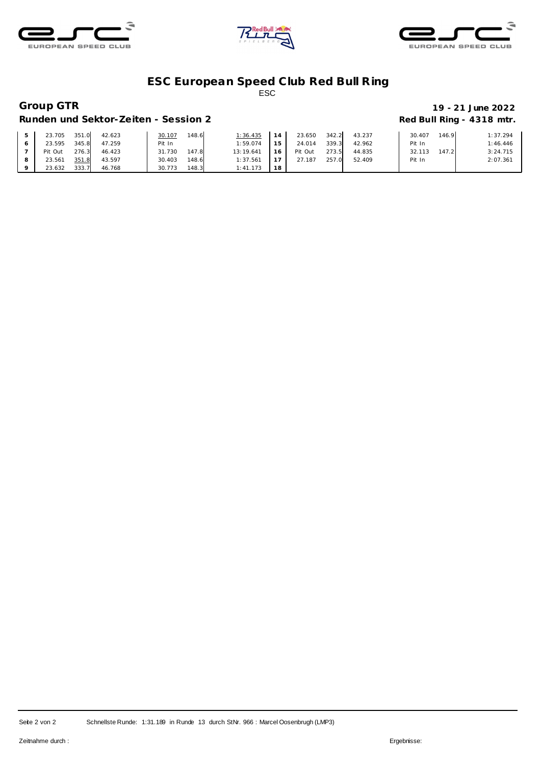# ESC European Speed Club Red Bull Ring

ESC

## Group GTR

**19 - 21 June 2022**

### Runden und Sektor-Zeiten - Session 2

**Red Bull Ring - 4318 mtr.**

| | | | | | | | | | | | | | |
|---|---|---|---|---|---|---|---|---|---|---|---|---|---|
| **5** | 23.705 | 351.0 | 42.623 | 30.107 | 148.6 | 1:36.435 | **14** | 23.650 | 342.2 | 43.237 | 30.407 | 146.9 | 1:37.294 |
| **6** | 23.595 | 345.8 | 47.259 | Pit In | | 1:59.074 | **15** | 24.014 | 339.3 | 42.962 | Pit In | | 1:46.446 |
| **7** | Pit Out | 276.3 | 46.423 | 31.730 | 147.8 | 13:19.641 | **16** | Pit Out | 273.5 | 44.835 | 32.113 | 147.2 | 3:24.715 |
| **8** | 23.561 | 351.8 | 43.597 | 30.403 | 148.6 | 1:37.561 | **17** | 27.187 | 257.0 | 52.409 | Pit In | | 2:07.361 |
| **9** | 23.632 | 333.7 | 46.768 | 30.773 | 148.3 | 1:41.173 | **18** | | | | | | |

Schnellste Runde: 1:31.189 in Runde 13 durch StNr. 966 : Marcel Oosenbrugh (LMP3)

Zeitnahme durch :

Ergebnisse: